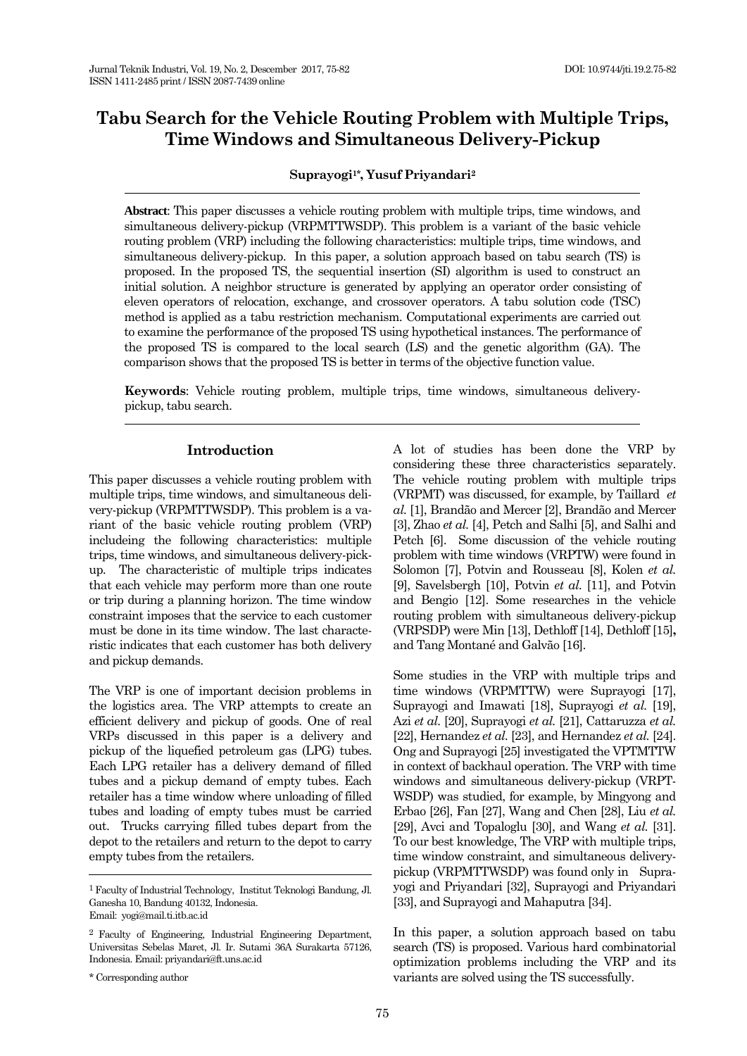# Tabu Search for the Vehicle Routing Problem with Multiple Trips, Time Windows and Simultaneous Delivery-Pickup

**Suprayogi[1]*, Yusuf Priyandari[2]**

**Abstract**: This paper discusses a vehicle routing problem with multiple trips, time windows, and simultaneous delivery-pickup (VRPMTTWSDP). This problem is a variant of the basic vehicle routing problem (VRP) including the following characteristics: multiple trips, time windows, and simultaneous delivery-pickup. In this paper, a solution approach based on tabu search (TS) is proposed. In the proposed TS, the sequential insertion (SI) algorithm is used to construct an initial solution. A neighbor structure is generated by applying an operator order consisting of eleven operators of relocation, exchange, and crossover operators. A tabu solution code (TSC) method is applied as a tabu restriction mechanism. Computational experiments are carried out to examine the performance of the proposed TS using hypothetical instances. The performance of the proposed TS is compared to the local search (LS) and the genetic algorithm (GA). The comparison shows that the proposed TS is better in terms of the objective function value.

**Keywords**: Vehicle routing problem, multiple trips, time windows, simultaneous delivery-pickup, tabu search.

## Introduction

This paper discusses a vehicle routing problem with multiple trips, time windows, and simultaneous delivery-pickup (VRPMTTWSDP). This problem is a variant of the basic vehicle routing problem (VRP) includeing the following characteristics: multiple trips, time windows, and simultaneous delivery-pickup. The characteristic of multiple trips indicates that each vehicle may perform more than one route or trip during a planning horizon. The time window constraint imposes that the service to each customer must be done in its time window. The last characteristic indicates that each customer has both delivery and pickup demands.

The VRP is one of important decision problems in the logistics area. The VRP attempts to create an efficient delivery and pickup of goods. One of real VRPs discussed in this paper is a delivery and pickup of the liquefied petroleum gas (LPG) tubes. Each LPG retailer has a delivery demand of filled tubes and a pickup demand of empty tubes. Each retailer has a time window where unloading of filled tubes and loading of empty tubes must be carried out. Trucks carrying filled tubes depart from the depot to the retailers and return to the depot to carry empty tubes from the retailers.

A lot of studies has been done the VRP by considering these three characteristics separately. The vehicle routing problem with multiple trips (VRPMT) was discussed, for example, by Taillard *et al.* [1], Brandão and Mercer [2], Brandão and Mercer [3], Zhao *et al.* [4], Petch and Salhi [5], and Salhi and Petch [6]. Some discussion of the vehicle routing problem with time windows (VRPTW) were found in Solomon [7], Potvin and Rousseau [8], Kolen *et al.* [9], Savelsbergh [10], Potvin *et al.* [11], and Potvin and Bengio [12]. Some researches in the vehicle routing problem with simultaneous delivery-pickup (VRPSDP) were Min [13], Dethloff [14], Dethloff [15], and Tang Montané and Galvão [16].

Some studies in the VRP with multiple trips and time windows (VRPMTTW) were Suprayogi [17], Suprayogi and Imawati [18], Suprayogi *et al.* [19], Azi *et al.* [20], Suprayogi *et al.* [21], Cattaruzza *et al.* [22], Hernandez *et al.* [23], and Hernandez *et al.* [24]. Ong and Suprayogi [25] investigated the VPTMTTW in context of backhaul operation. The VRP with time windows and simultaneous delivery-pickup (VRPTWSDP) was studied, for example, by Mingyong and Erbao [26], Fan [27], Wang and Chen [28], Liu *et al.* [29], Avci and Topaloglu [30], and Wang *et al.* [31]. To our best knowledge, The VRP with multiple trips, time window constraint, and simultaneous delivery-pickup (VRPMTTWSDP) was found only in Suprayogi and Priyandari [32], Suprayogi and Priyandari [33], and Suprayogi and Mahaputra [34].

In this paper, a solution approach based on tabu search (TS) is proposed. Various hard combinatorial optimization problems including the VRP and its variants are solved using the TS successfully.

---

[1] Faculty of Industrial Technology, Institut Teknologi Bandung, Jl. Ganesha 10, Bandung 40132, Indonesia.
Email: yogi@mail.ti.itb.ac.id

[2] Faculty of Engineering, Industrial Engineering Department, Universitas Sebelas Maret, Jl. Ir. Sutami 36A Surakarta 57126, Indonesia. Email: priyandari@ft.uns.ac.id

\* Corresponding author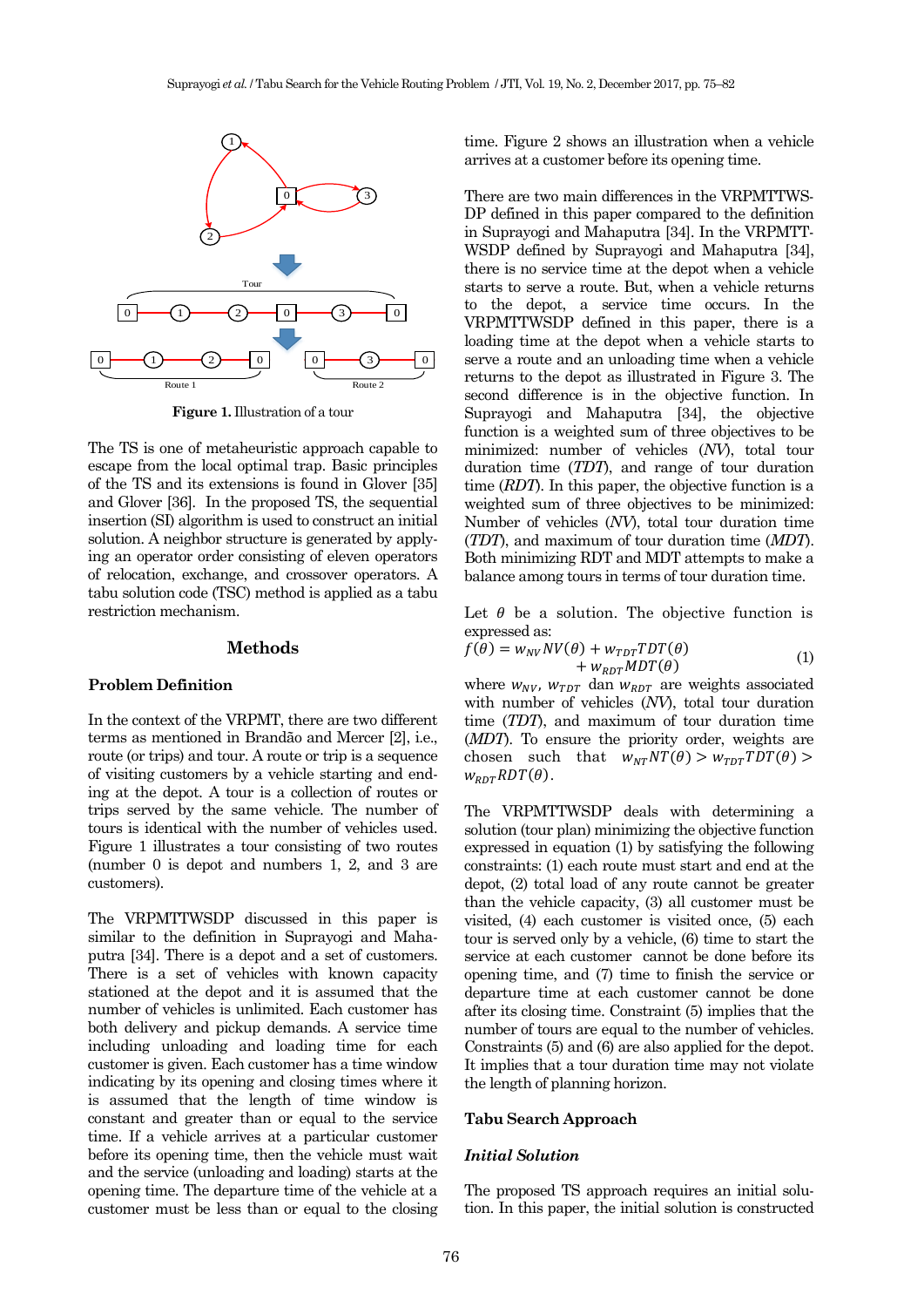**Figure 1.** Illustration of a tour

The TS is one of metaheuristic approach capable to escape from the local optimal trap. Basic principles of the TS and its extensions is found in Glover [35] and Glover [36]. In the proposed TS, the sequential insertion (SI) algorithm is used to construct an initial solution. A neighbor structure is generated by applying an operator order consisting of eleven operators of relocation, exchange, and crossover operators. A tabu solution code (TSC) method is applied as a tabu restriction mechanism.

## Methods

### Problem Definition

In the context of the VRPMT, there are two different terms as mentioned in Brandão and Mercer [2], i.e., route (or trips) and tour. A route or trip is a sequence of visiting customers by a vehicle starting and ending at the depot. A tour is a collection of routes or trips served by the same vehicle. The number of tours is identical with the number of vehicles used. Figure 1 illustrates a tour consisting of two routes (number 0 is depot and numbers 1, 2, and 3 are customers).

The VRPMTTWSDP discussed in this paper is similar to the definition in Suprayogi and Mahaputra [34]. There is a depot and a set of customers. There is a set of vehicles with known capacity stationed at the depot and it is assumed that the number of vehicles is unlimited. Each customer has both delivery and pickup demands. A service time including unloading and loading time for each customer is given. Each customer has a time window indicating by its opening and closing times where it is assumed that the length of time window is constant and greater than or equal to the service time. If a vehicle arrives at a particular customer before its opening time, then the vehicle must wait and the service (unloading and loading) starts at the opening time. The departure time of the vehicle at a customer must be less than or equal to the closing time. Figure 2 shows an illustration when a vehicle arrives at a customer before its opening time.

There are two main differences in the VRPMTTWSDP defined in this paper compared to the definition in Suprayogi and Mahaputra [34]. In the VRPMTTWSDP defined by Suprayogi and Mahaputra [34], there is no service time at the depot when a vehicle starts to serve a route. But, when a vehicle returns to the depot, a service time occurs. In the VRPMTTWSDP defined in this paper, there is a loading time at the depot when a vehicle starts to serve a route and an unloading time when a vehicle returns to the depot as illustrated in Figure 3. The second difference is in the objective function. In Suprayogi and Mahaputra [34], the objective function is a weighted sum of three objectives to be minimized: number of vehicles (*NV*), total tour duration time (*TDT*), and range of tour duration time (*RDT*). In this paper, the objective function is a weighted sum of three objectives to be minimized: Number of vehicles (*NV*), total tour duration time (*TDT*), and maximum of tour duration time (*MDT*). Both minimizing RDT and MDT attempts to make a balance among tours in terms of tour duration time.

Let $\theta$ be a solution. The objective function is expressed as:

$$f(\theta) = w_{NV}NV(\theta) + w_{TDT}TDT(\theta) + w_{RDT}MDT(\theta) \quad (1)$$

where $w_{NV}$, $w_{TDT}$ dan $w_{RDT}$ are weights associated with number of vehicles (*NV*), total tour duration time (*TDT*), and maximum of tour duration time (*MDT*). To ensure the priority order, weights are chosen such that $w_{NT}NT(\theta) > w_{TDT}TDT(\theta) > w_{RDT}RDT(\theta)$.

The VRPMTTWSDP deals with determining a solution (tour plan) minimizing the objective function expressed in equation (1) by satisfying the following constraints: (1) each route must start and end at the depot, (2) total load of any route cannot be greater than the vehicle capacity, (3) all customer must be visited, (4) each customer is visited once, (5) each tour is served only by a vehicle, (6) time to start the service at each customer cannot be done before its opening time, and (7) time to finish the service or departure time at each customer cannot be done after its closing time. Constraint (5) implies that the number of tours are equal to the number of vehicles. Constraints (5) and (6) are also applied for the depot. It implies that a tour duration time may not violate the length of planning horizon.

### Tabu Search Approach

#### *Initial Solution*

The proposed TS approach requires an initial solution. In this paper, the initial solution is constructed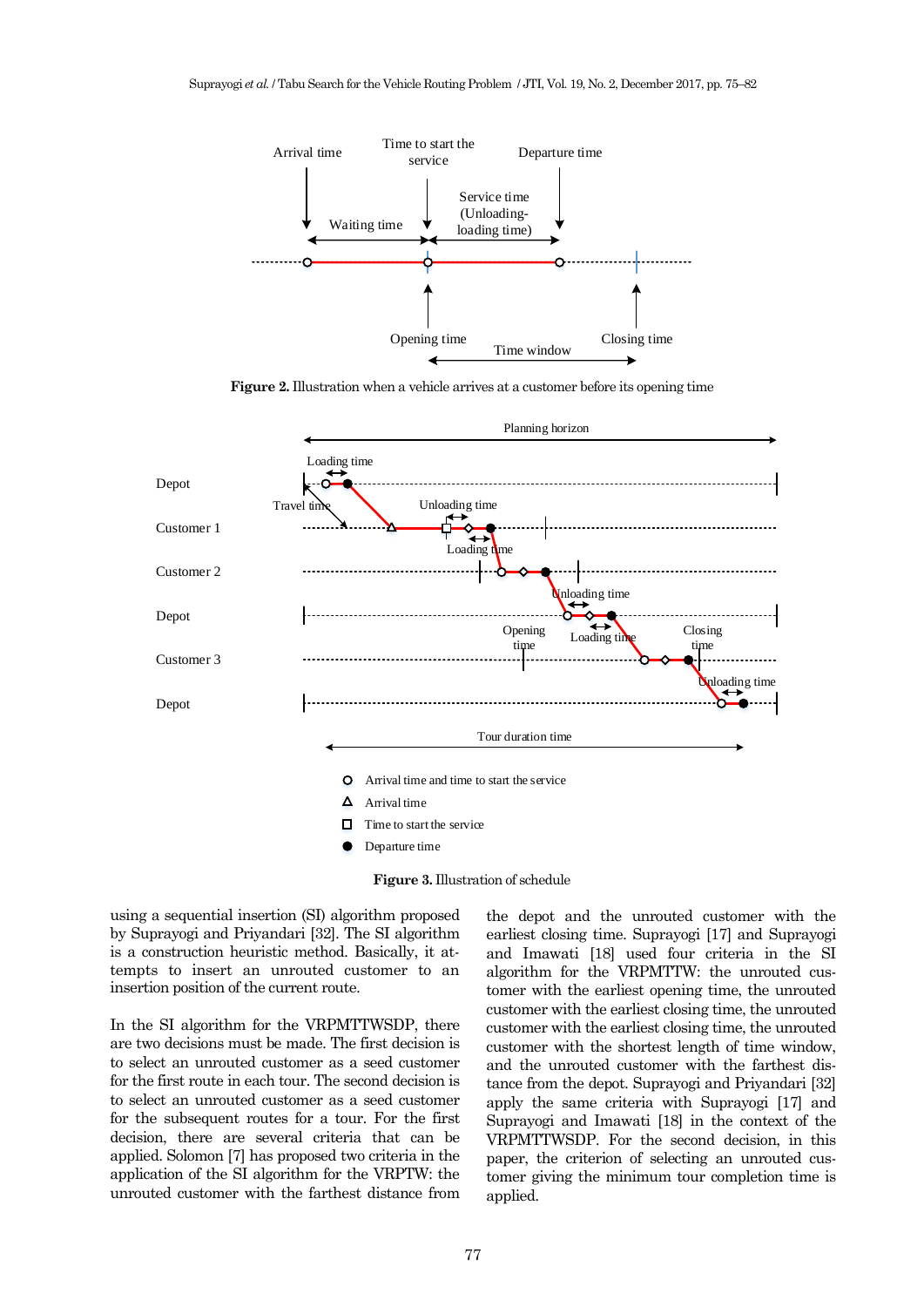**Figure 2.** Illustration when a vehicle arrives at a customer before its opening time

**Figure 3.** Illustration of schedule

using a sequential insertion (SI) algorithm proposed by Suprayogi and Priyandari [32]. The SI algorithm is a construction heuristic method. Basically, it attempts to insert an unrouted customer to an insertion position of the current route.

In the SI algorithm for the VRPMTTWSDP, there are two decisions must be made. The first decision is to select an unrouted customer as a seed customer for the first route in each tour. The second decision is to select an unrouted customer as a seed customer for the subsequent routes for a tour. For the first decision, there are several criteria that can be applied. Solomon [7] has proposed two criteria in the application of the SI algorithm for the VRPTW: the unrouted customer with the farthest distance from the depot and the unrouted customer with the earliest closing time. Suprayogi [17] and Suprayogi and Imawati [18] used four criteria in the SI algorithm for the VRPMTTW: the unrouted customer with the earliest opening time, the unrouted customer with the earliest closing time, the unrouted customer with the earliest closing time, the unrouted customer with the shortest length of time window, and the unrouted customer with the farthest distance from the depot. Suprayogi and Priyandari [32] apply the same criteria with Suprayogi [17] and Suprayogi and Imawati [18] in the context of the VRPMTTWSDP. For the second decision, in this paper, the criterion of selecting an unrouted customer giving the minimum tour completion time is applied.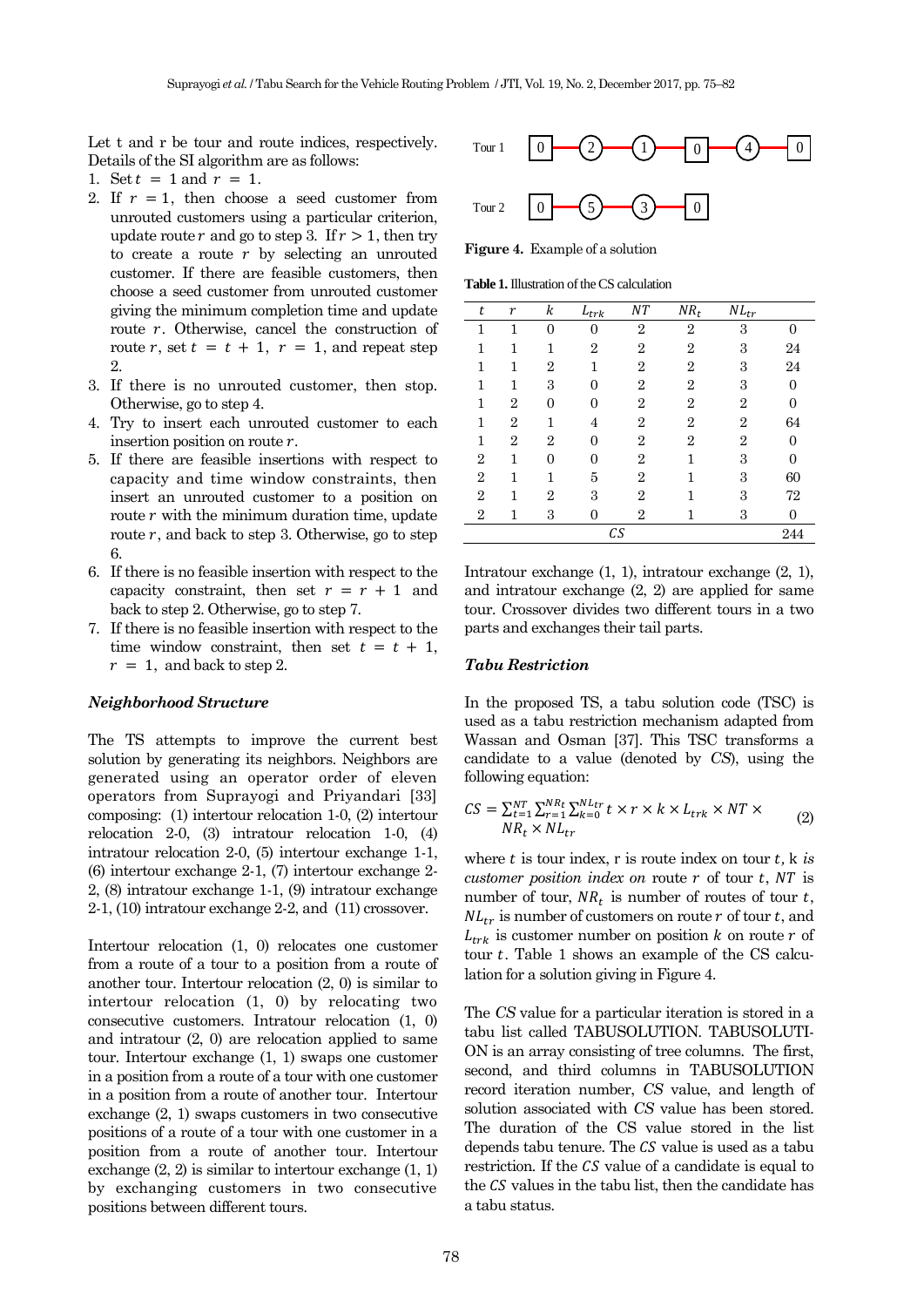Let t and r be tour and route indices, respectively. Details of the SI algorithm are as follows:

1. Set $t = 1$ and $r = 1$.
2. If $r = 1$, then choose a seed customer from unrouted customers using a particular criterion, update route $r$ and go to step 3. If $r > 1$, then try to create a route $r$ by selecting an unrouted customer. If there are feasible customers, then choose a seed customer from unrouted customer giving the minimum completion time and update route $r$. Otherwise, cancel the construction of route $r$, set $t = t + 1$, $r = 1$, and repeat step 2.
3. If there is no unrouted customer, then stop. Otherwise, go to step 4.
4. Try to insert each unrouted customer to each insertion position on route $r$.
5. If there are feasible insertions with respect to capacity and time window constraints, then insert an unrouted customer to a position on route $r$ with the minimum duration time, update route $r$, and back to step 3. Otherwise, go to step 6.
6. If there is no feasible insertion with respect to the capacity constraint, then set $r = r + 1$ and back to step 2. Otherwise, go to step 7.
7. If there is no feasible insertion with respect to the time window constraint, then set $t = t + 1$, $r = 1$, and back to step 2.

### Neighborhood Structure

The TS attempts to improve the current best solution by generating its neighbors. Neighbors are generated using an operator order of eleven operators from Suprayogi and Priyandari [33] composing: (1) intertour relocation 1-0, (2) intertour relocation 2-0, (3) intratour relocation 1-0, (4) intratour relocation 2-0, (5) intertour exchange 1-1, (6) intertour exchange 2-1, (7) intertour exchange 2-2, (8) intratour exchange 1-1, (9) intratour exchange 2-1, (10) intratour exchange 2-2, and (11) crossover.

Intertour relocation (1, 0) relocates one customer from a route of a tour to a position from a route of another tour. Intertour relocation (2, 0) is similar to intertour relocation (1, 0) by relocating two consecutive customers. Intratour relocation (1, 0) and intratour (2, 0) are relocation applied to same tour. Intertour exchange (1, 1) swaps one customer in a position from a route of a tour with one customer in a position from a route of another tour. Intertour exchange (2, 1) swaps customers in two consecutive positions of a route of a tour with one customer in a position from a route of another tour. Intertour exchange (2, 2) is similar to intertour exchange (1, 1) by exchanging customers in two consecutive positions between different tours.

Tour 1: 0 – 2 – 1 – 0 – 4 – 0

Tour 2: 0 – 5 – 3 – 0

**Figure 4.** Example of a solution

**Table 1.** Illustration of the CS calculation

| $t$ | $r$ | $k$ | $L_{trk}$ | $NT$ | $NR_t$ | $NL_{tr}$ | |
|---|---|---|---|---|---|---|---|
| 1 | 1 | 0 | 0 | 2 | 2 | 3 | 0 |
| 1 | 1 | 1 | 2 | 2 | 2 | 3 | 24 |
| 1 | 1 | 2 | 1 | 2 | 2 | 3 | 24 |
| 1 | 1 | 3 | 0 | 2 | 2 | 3 | 0 |
| 1 | 2 | 0 | 0 | 2 | 2 | 2 | 0 |
| 1 | 2 | 1 | 4 | 2 | 2 | 2 | 64 |
| 1 | 2 | 2 | 0 | 2 | 2 | 2 | 0 |
| 2 | 1 | 0 | 0 | 2 | 1 | 3 | 0 |
| 2 | 1 | 1 | 5 | 2 | 1 | 3 | 60 |
| 2 | 1 | 2 | 3 | 2 | 1 | 3 | 72 |
| 2 | 1 | 3 | 0 | 2 | 1 | 3 | 0 |
| | | | | $CS$ | | | 244 |

Intratour exchange (1, 1), intratour exchange (2, 1), and intratour exchange (2, 2) are applied for same tour. Crossover divides two different tours in a two parts and exchanges their tail parts.

### Tabu Restriction

In the proposed TS, a tabu solution code (TSC) is used as a tabu restriction mechanism adapted from Wassan and Osman [37]. This TSC transforms a candidate to a value (denoted by *CS*), using the following equation:

$$CS = \sum_{t=1}^{NT} \sum_{r=1}^{NR_t} \sum_{k=0}^{NL_{tr}} t \times r \times k \times L_{trk} \times NT \times NR_t \times NL_{tr} \tag{2}$$

where $t$ is tour index, r is route index on tour $t$, k *is customer position index on* route $r$ of tour $t$, $NT$ is number of tour, $NR_t$ is number of routes of tour $t$, $NL_{tr}$ is number of customers on route $r$ of tour $t$, and $L_{trk}$ is customer number on position $k$ on route $r$ of tour $t$. Table 1 shows an example of the CS calculation for a solution giving in Figure 4.

The *CS* value for a particular iteration is stored in a tabu list called TABUSOLUTION. TABUSOLUTION is an array consisting of tree columns. The first, second, and third columns in TABUSOLUTION record iteration number, *CS* value, and length of solution associated with *CS* value has been stored. The duration of the CS value stored in the list depends tabu tenure. The $CS$ value is used as a tabu restriction. If the $CS$ value of a candidate is equal to the $CS$ values in the tabu list, then the candidate has a tabu status.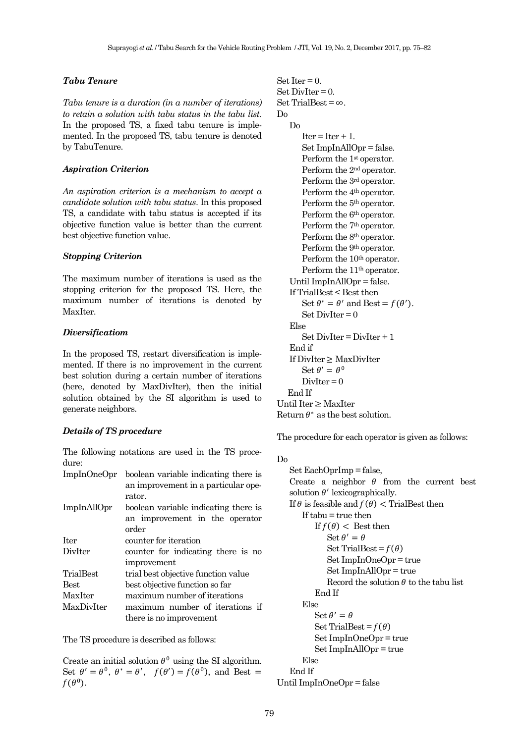### *Tabu Tenure*

*Tabu tenure is a duration (in a number of iterations) to retain a solution with tabu status in the tabu list.* In the proposed TS, a fixed tabu tenure is implemented. In the proposed TS, tabu tenure is denoted by TabuTenure.

### *Aspiration Criterion*

*An aspiration criterion is a mechanism to accept a candidate solution with tabu status*. In this proposed TS, a candidate with tabu status is accepted if its objective function value is better than the current best objective function value.

### *Stopping Criterion*

The maximum number of iterations is used as the stopping criterion for the proposed TS. Here, the maximum number of iterations is denoted by MaxIter.

### *Diversificatiom*

In the proposed TS, restart diversification is implemented. If there is no improvement in the current best solution during a certain number of iterations (here, denoted by MaxDivIter), then the initial solution obtained by the SI algorithm is used to generate neighbors.

### *Details of TS procedure*

The following notations are used in the TS procedure:

| | |
|---|---|
| ImpInOneOpr | boolean variable indicating there is an improvement in a particular operator. |
| ImpInAllOpr | boolean variable indicating there is an improvement in the operator order |
| Iter | counter for iteration |
| DivIter | counter for indicating there is no improvement |
| TrialBest | trial best objective function value |
| Best | best objective function so far |
| MaxIter | maximum number of iterations |
| MaxDivIter | maximum number of iterations if there is no improvement |

The TS procedure is described as follows:

Create an initial solution $\theta^0$ using the SI algorithm. Set $\theta' = \theta^0$, $\theta^* = \theta'$, $f(\theta') = f(\theta^0)$, and Best $= f(\theta^0)$.

```
Set Iter = 0.
Set DivIter = 0.
Set TrialBest = ∞.
Do
    Do
        Iter = Iter + 1.
        Set ImpInAllOpr = false.
        Perform the 1st operator.
        Perform the 2nd operator.
        Perform the 3rd operator.
        Perform the 4th operator.
        Perform the 5th operator.
        Perform the 6th operator.
        Perform the 7th operator.
        Perform the 8th operator.
        Perform the 9th operator.
        Perform the 10th operator.
        Perform the 11th operator.
    Until ImpInAllOpr = false.
    If TrialBest < Best then
        Set θ* = θ' and Best = f(θ').
        Set DivIter = 0
    Else
        Set DivIter = DivIter + 1
    End if
    If DivIter ≥ MaxDivIter
        Set θ' = θ0
        DivIter = 0
    End If
Until Iter ≥ MaxIter
Return θ* as the best solution.
```

The procedure for each operator is given as follows:

```
Do
    Set EachOprImp = false,
    Create a neighbor θ from the current best
    solution θ' lexicographically.
    If θ is feasible and f(θ) < TrialBest then
        If tabu = true then
            If f(θ) < Best then
                Set θ' = θ
                Set TrialBest = f(θ)
                Set ImpInOneOpr = true
                Set ImpInAllOpr = true
                Record the solution θ to the tabu list
            End If
        Else
            Set θ' = θ
            Set TrialBest = f(θ)
            Set ImpInOneOpr = true
            Set ImpInAllOpr = true
        Else
    End If
Until ImpInOneOpr = false
```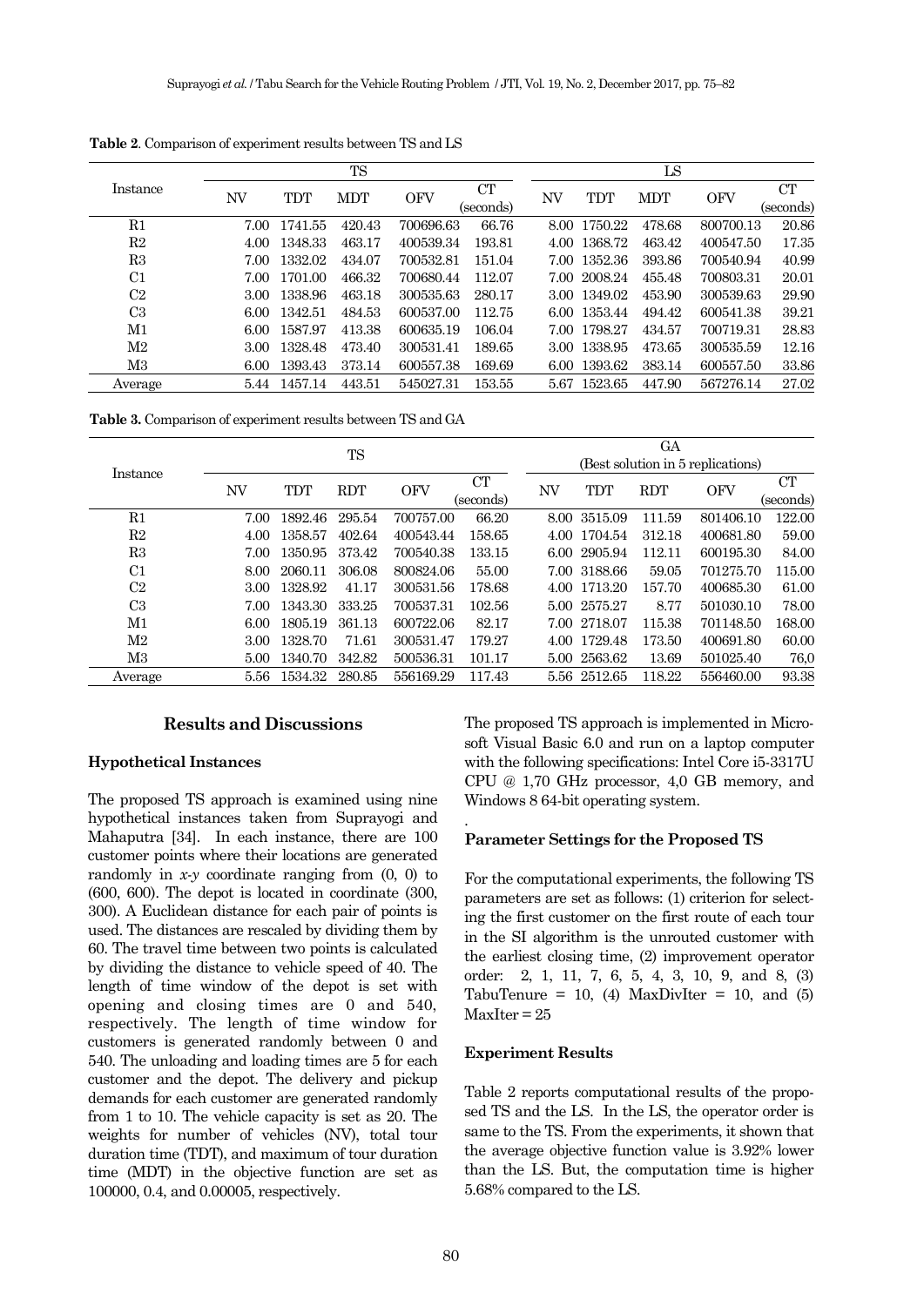**Table 2**. Comparison of experiment results between TS and LS

| Instance | TS | | | | | LS | | | | |
|---|---|---|---|---|---|---|---|---|---|---|
| | NV | TDT | MDT | OFV | CT (seconds) | NV | TDT | MDT | OFV | CT (seconds) |
| R1 | 7.00 | 1741.55 | 420.43 | 700696.63 | 66.76 | 8.00 | 1750.22 | 478.68 | 800700.13 | 20.86 |
| R2 | 4.00 | 1348.33 | 463.17 | 400539.34 | 193.81 | 4.00 | 1368.72 | 463.42 | 400547.50 | 17.35 |
| R3 | 7.00 | 1332.02 | 434.07 | 700532.81 | 151.04 | 7.00 | 1352.36 | 393.86 | 700540.94 | 40.99 |
| C1 | 7.00 | 1701.00 | 466.32 | 700680.44 | 112.07 | 7.00 | 2008.24 | 455.48 | 700803.31 | 20.01 |
| C2 | 3.00 | 1338.96 | 463.18 | 300535.63 | 280.17 | 3.00 | 1349.02 | 453.90 | 300539.63 | 29.90 |
| C3 | 6.00 | 1342.51 | 484.53 | 600537.00 | 112.75 | 6.00 | 1353.44 | 494.42 | 600541.38 | 39.21 |
| M1 | 6.00 | 1587.97 | 413.38 | 600635.19 | 106.04 | 7.00 | 1798.27 | 434.57 | 700719.31 | 28.83 |
| M2 | 3.00 | 1328.48 | 473.40 | 300531.41 | 189.65 | 3.00 | 1338.95 | 473.65 | 300535.59 | 12.16 |
| M3 | 6.00 | 1393.43 | 373.14 | 600557.38 | 169.69 | 6.00 | 1393.62 | 383.14 | 600557.50 | 33.86 |
| Average | 5.44 | 1457.14 | 443.51 | 545027.31 | 153.55 | 5.67 | 1523.65 | 447.90 | 567276.14 | 27.02 |

**Table 3.** Comparison of experiment results between TS and GA

| Instance | TS | | | | | GA (Best solution in 5 replications) | | | | |
|---|---|---|---|---|---|---|---|---|---|---|
| | NV | TDT | RDT | OFV | CT (seconds) | NV | TDT | RDT | OFV | CT (seconds) |
| R1 | 7.00 | 1892.46 | 295.54 | 700757.00 | 66.20 | 8.00 | 3515.09 | 111.59 | 801406.10 | 122.00 |
| R2 | 4.00 | 1358.57 | 402.64 | 400543.44 | 158.65 | 4.00 | 1704.54 | 312.18 | 400681.80 | 59.00 |
| R3 | 7.00 | 1350.95 | 373.42 | 700540.38 | 133.15 | 6.00 | 2905.94 | 112.11 | 600195.30 | 84.00 |
| C1 | 8.00 | 2060.11 | 306.08 | 800824.06 | 55.00 | 7.00 | 3188.66 | 59.05 | 701275.70 | 115.00 |
| C2 | 3.00 | 1328.92 | 41.17 | 300531.56 | 178.68 | 4.00 | 1713.20 | 157.70 | 400685.30 | 61.00 |
| C3 | 7.00 | 1343.30 | 333.25 | 700537.31 | 102.56 | 5.00 | 2575.27 | 8.77 | 501030.10 | 78.00 |
| M1 | 6.00 | 1805.19 | 361.13 | 600722.06 | 82.17 | 7.00 | 2718.07 | 115.38 | 701148.50 | 168.00 |
| M2 | 3.00 | 1328.70 | 71.61 | 300531.47 | 179.27 | 4.00 | 1729.48 | 173.50 | 400691.80 | 60.00 |
| M3 | 5.00 | 1340.70 | 342.82 | 500536.31 | 101.17 | 5.00 | 2563.62 | 13.69 | 501025.40 | 76,0 |
| Average | 5.56 | 1534.32 | 280.85 | 556169.29 | 117.43 | 5.56 | 2512.65 | 118.22 | 556460.00 | 93.38 |

## Results and Discussions

### Hypothetical Instances

The proposed TS approach is examined using nine hypothetical instances taken from Suprayogi and Mahaputra [34]. In each instance, there are 100 customer points where their locations are generated randomly in *x-y* coordinate ranging from (0, 0) to (600, 600). The depot is located in coordinate (300, 300). A Euclidean distance for each pair of points is used. The distances are rescaled by dividing them by 60. The travel time between two points is calculated by dividing the distance to vehicle speed of 40. The length of time window of the depot is set with opening and closing times are 0 and 540, respectively. The length of time window for customers is generated randomly between 0 and 540. The unloading and loading times are 5 for each customer and the depot. The delivery and pickup demands for each customer are generated randomly from 1 to 10. The vehicle capacity is set as 20. The weights for number of vehicles (NV), total tour duration time (TDT), and maximum of tour duration time (MDT) in the objective function are set as 100000, 0.4, and 0.00005, respectively.

The proposed TS approach is implemented in Microsoft Visual Basic 6.0 and run on a laptop computer with the following specifications: Intel Core i5-3317U CPU @ 1,70 GHz processor, 4,0 GB memory, and Windows 8 64-bit operating system.

### Parameter Settings for the Proposed TS

For the computational experiments, the following TS parameters are set as follows: (1) criterion for selecting the first customer on the first route of each tour in the SI algorithm is the unrouted customer with the earliest closing time, (2) improvement operator order: 2, 1, 11, 7, 6, 5, 4, 3, 10, 9, and 8, (3) TabuTenure = 10, (4) MaxDivIter = 10, and (5) MaxIter = 25

### Experiment Results

Table 2 reports computational results of the proposed TS and the LS. In the LS, the operator order is same to the TS. From the experiments, it shown that the average objective function value is 3.92% lower than the LS. But, the computation time is higher 5.68% compared to the LS.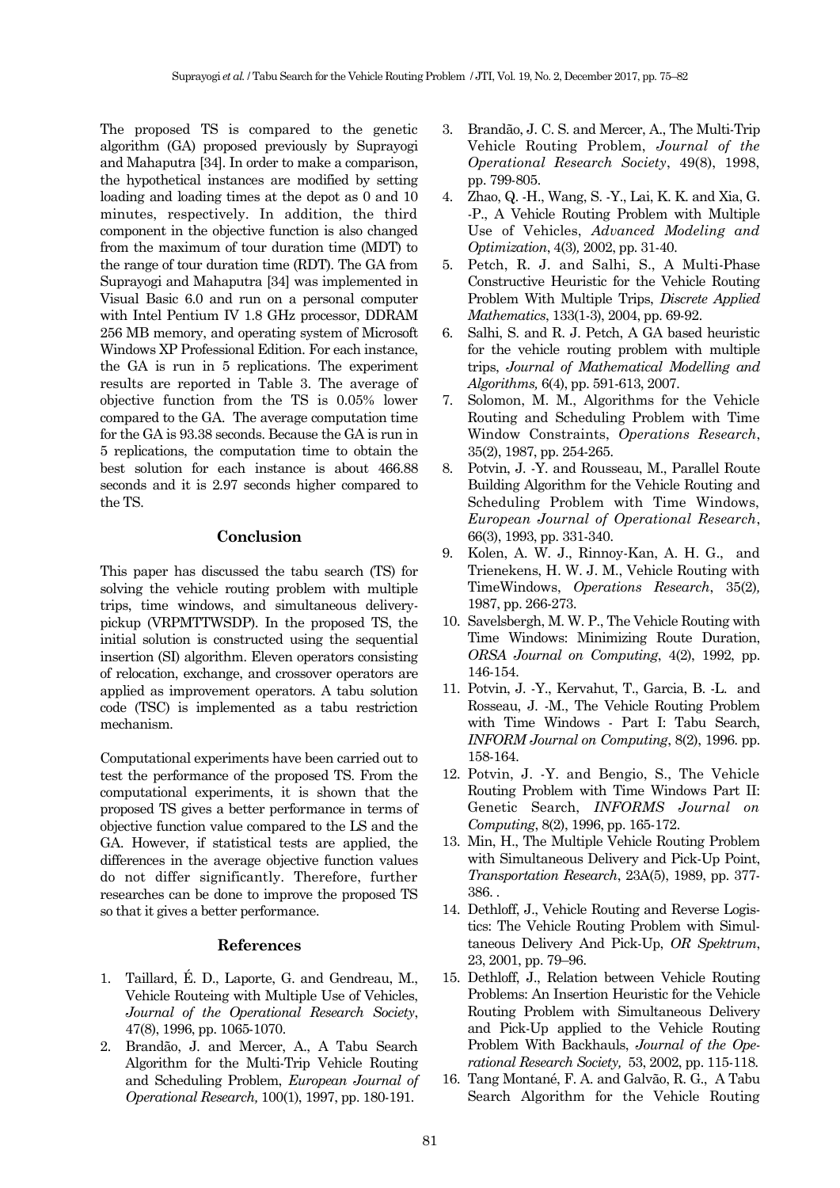The proposed TS is compared to the genetic algorithm (GA) proposed previously by Suprayogi and Mahaputra [34]. In order to make a comparison, the hypothetical instances are modified by setting loading and loading times at the depot as 0 and 10 minutes, respectively. In addition, the third component in the objective function is also changed from the maximum of tour duration time (MDT) to the range of tour duration time (RDT). The GA from Suprayogi and Mahaputra [34] was implemented in Visual Basic 6.0 and run on a personal computer with Intel Pentium IV 1.8 GHz processor, DDRAM 256 MB memory, and operating system of Microsoft Windows XP Professional Edition. For each instance, the GA is run in 5 replications. The experiment results are reported in Table 3. The average of objective function from the TS is 0.05% lower compared to the GA. The average computation time for the GA is 93.38 seconds. Because the GA is run in 5 replications, the computation time to obtain the best solution for each instance is about 466.88 seconds and it is 2.97 seconds higher compared to the TS.

## Conclusion

This paper has discussed the tabu search (TS) for solving the vehicle routing problem with multiple trips, time windows, and simultaneous delivery-pickup (VRPMTTWSDP). In the proposed TS, the initial solution is constructed using the sequential insertion (SI) algorithm. Eleven operators consisting of relocation, exchange, and crossover operators are applied as improvement operators. A tabu solution code (TSC) is implemented as a tabu restriction mechanism.

Computational experiments have been carried out to test the performance of the proposed TS. From the computational experiments, it is shown that the proposed TS gives a better performance in terms of objective function value compared to the LS and the GA. However, if statistical tests are applied, the differences in the average objective function values do not differ significantly. Therefore, further researches can be done to improve the proposed TS so that it gives a better performance.

## References

1. Taillard, É. D., Laporte, G. and Gendreau, M., Vehicle Routeing with Multiple Use of Vehicles, *Journal of the Operational Research Society*, 47(8), 1996, pp. 1065-1070.
2. Brandão, J. and Mercer, A., A Tabu Search Algorithm for the Multi-Trip Vehicle Routing and Scheduling Problem, *European Journal of Operational Research,* 100(1), 1997, pp. 180-191.
3. Brandão, J. C. S. and Mercer, A., The Multi-Trip Vehicle Routing Problem, *Journal of the Operational Research Society*, 49(8), 1998, pp. 799-805.
4. Zhao, Q. -H., Wang, S. -Y., Lai, K. K. and Xia, G. -P., A Vehicle Routing Problem with Multiple Use of Vehicles, *Advanced Modeling and Optimization*, 4(3), 2002, pp. 31-40.
5. Petch, R. J. and Salhi, S., A Multi-Phase Constructive Heuristic for the Vehicle Routing Problem With Multiple Trips, *Discrete Applied Mathematics*, 133(1-3), 2004, pp. 69-92.
6. Salhi, S. and R. J. Petch, A GA based heuristic for the vehicle routing problem with multiple trips, *Journal of Mathematical Modelling and Algorithms,* 6(4), pp. 591-613, 2007.
7. Solomon, M. M., Algorithms for the Vehicle Routing and Scheduling Problem with Time Window Constraints, *Operations Research*, 35(2), 1987, pp. 254-265.
8. Potvin, J. -Y. and Rousseau, M., Parallel Route Building Algorithm for the Vehicle Routing and Scheduling Problem with Time Windows, *European Journal of Operational Research*, 66(3), 1993, pp. 331-340.
9. Kolen, A. W. J., Rinnoy-Kan, A. H. G., and Trienekens, H. W. J. M., Vehicle Routing with TimeWindows, *Operations Research*, 35(2), 1987, pp. 266-273.
10. Savelsbergh, M. W. P., The Vehicle Routing with Time Windows: Minimizing Route Duration, *ORSA Journal on Computing*, 4(2), 1992, pp. 146-154.
11. Potvin, J. -Y., Kervahut, T., Garcia, B. -L. and Rosseau, J. -M., The Vehicle Routing Problem with Time Windows - Part I: Tabu Search, *INFORM Journal on Computing*, 8(2), 1996. pp. 158-164.
12. Potvin, J. -Y. and Bengio, S., The Vehicle Routing Problem with Time Windows Part II: Genetic Search, *INFORMS Journal on Computing*, 8(2), 1996, pp. 165-172.
13. Min, H., The Multiple Vehicle Routing Problem with Simultaneous Delivery and Pick-Up Point, *Transportation Research*, 23A(5), 1989, pp. 377-386. .
14. Dethloff, J., Vehicle Routing and Reverse Logistics: The Vehicle Routing Problem with Simultaneous Delivery And Pick-Up, *OR Spektrum*, 23, 2001, pp. 79–96.
15. Dethloff, J., Relation between Vehicle Routing Problems: An Insertion Heuristic for the Vehicle Routing Problem with Simultaneous Delivery and Pick-Up applied to the Vehicle Routing Problem With Backhauls, *Journal of the Operational Research Society,* 53, 2002, pp. 115-118.
16. Tang Montané, F. A. and Galvão, R. G., A Tabu Search Algorithm for the Vehicle Routing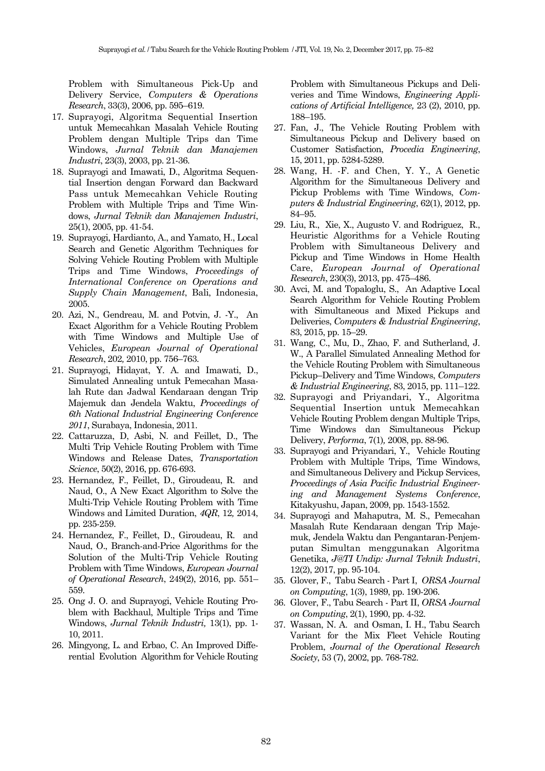Problem with Simultaneous Pick-Up and Delivery Service, *Computers & Operations Research*, 33(3), 2006, pp. 595–619.

17. Suprayogi, Algoritma Sequential Insertion untuk Memecahkan Masalah Vehicle Routing Problem dengan Multiple Trips dan Time Windows, *Jurnal Teknik dan Manajemen Industri*, 23(3), 2003, pp. 21-36.
18. Suprayogi and Imawati, D., Algoritma Sequential Insertion dengan Forward dan Backward Pass untuk Memecahkan Vehicle Routing Problem with Multiple Trips and Time Windows, *Jurnal Teknik dan Manajemen Industri*, 25(1), 2005, pp. 41-54.
19. Suprayogi, Hardianto, A., and Yamato, H., Local Search and Genetic Algorithm Techniques for Solving Vehicle Routing Problem with Multiple Trips and Time Windows, *Proceedings of International Conference on Operations and Supply Chain Management*, Bali, Indonesia, 2005.
20. Azi, N., Gendreau, M. and Potvin, J. -Y., An Exact Algorithm for a Vehicle Routing Problem with Time Windows and Multiple Use of Vehicles, *European Journal of Operational Research*, 202*,* 2010, pp. 756–763.
21. Suprayogi, Hidayat, Y. A. and Imawati, D., Simulated Annealing untuk Pemecahan Masalah Rute dan Jadwal Kendaraan dengan Trip Majemuk dan Jendela Waktu, *Proceedings of 6th National Industrial Engineering Conference 2011*, Surabaya, Indonesia, 2011.
22. Cattaruzza, D, Asbi, N. and Feillet, D., The Multi Trip Vehicle Routing Problem with Time Windows and Release Dates, *Transportation Science*, 50(2), 2016, pp. 676-693.
23. Hernandez, F., Feillet, D., Giroudeau, R. and Naud, O., A New Exact Algorithm to Solve the Multi-Trip Vehicle Routing Problem with Time Windows and Limited Duration, *4QR*, 12*,* 2014, pp. 235-259.
24. Hernandez, F., Feillet, D., Giroudeau, R. and Naud, O., Branch-and-Price Algorithms for the Solution of the Multi-Trip Vehicle Routing Problem with Time Windows, *European Journal of Operational Research*, 249(2), 2016, pp. 551–559.
25. Ong J. O. and Suprayogi, Vehicle Routing Problem with Backhaul, Multiple Trips and Time Windows, *Jurnal Teknik Industri,* 13(1), pp. 1-10, 2011.
26. Mingyong, L. and Erbao, C. An Improved Differential Evolution Algorithm for Vehicle Routing Problem with Simultaneous Pickups and Deliveries and Time Windows, *Engineering Applications of Artificial Intelligence,* 23 (2), 2010, pp. 188–195.
27. Fan, J., The Vehicle Routing Problem with Simultaneous Pickup and Delivery based on Customer Satisfaction, *Procedia Engineering*, 15, 2011, pp. 5284-5289.
28. Wang, H. -F. and Chen, Y. Y., A Genetic Algorithm for the Simultaneous Delivery and Pickup Problems with Time Windows, *Computers & Industrial Engineering*, 62(1), 2012, pp. 84–95.
29. Liu, R., Xie, X., Augusto V. and Rodriguez, R., Heuristic Algorithms for a Vehicle Routing Problem with Simultaneous Delivery and Pickup and Time Windows in Home Health Care, *European Journal of Operational Research*, 230(3), 2013, pp. 475–486.
30. Avci, M. and Topaloglu, S., An Adaptive Local Search Algorithm for Vehicle Routing Problem with Simultaneous and Mixed Pickups and Deliveries, *Computers & Industrial Engineering*, 83, 2015, pp. 15–29.
31. Wang, C., Mu, D., Zhao, F. and Sutherland, J. W., A Parallel Simulated Annealing Method for the Vehicle Routing Problem with Simultaneous Pickup–Delivery and Time Windows, *Computers & Industrial Engineering*, 83, 2015, pp. 111–122.
32. Suprayogi and Priyandari, Y., Algoritma Sequential Insertion untuk Memecahkan Vehicle Routing Problem dengan Multiple Trips, Time Windows dan Simultaneous Pickup Delivery, *Performa*, 7(1)*,* 2008, pp. 88-96.
33. Suprayogi and Priyandari, Y., Vehicle Routing Problem with Multiple Trips, Time Windows, and Simultaneous Delivery and Pickup Services, *Proceedings of Asia Pacific Industrial Engineering and Management Systems Conference*, Kitakyushu, Japan, 2009, pp. 1543-1552.
34. Suprayogi and Mahaputra, M. S., Pemecahan Masalah Rute Kendaraan dengan Trip Majemuk, Jendela Waktu dan Pengantaran-Penjemputan Simultan menggunakan Algoritma Genetika, *J@TI Undip: Jurnal Teknik Industri*, 12(2), 2017, pp. 95-104.
35. Glover, F., Tabu Search - Part I, *ORSA Journal on Computing*, 1(3), 1989, pp. 190-206.
36. Glover, F., Tabu Search - Part II, *ORSA Journal on Computing*, 2(1), 1990, pp. 4-32.
37. Wassan, N. A. and Osman, I. H., Tabu Search Variant for the Mix Fleet Vehicle Routing Problem, *Journal of the Operational Research Society*, 53 (7), 2002, pp. 768-782.